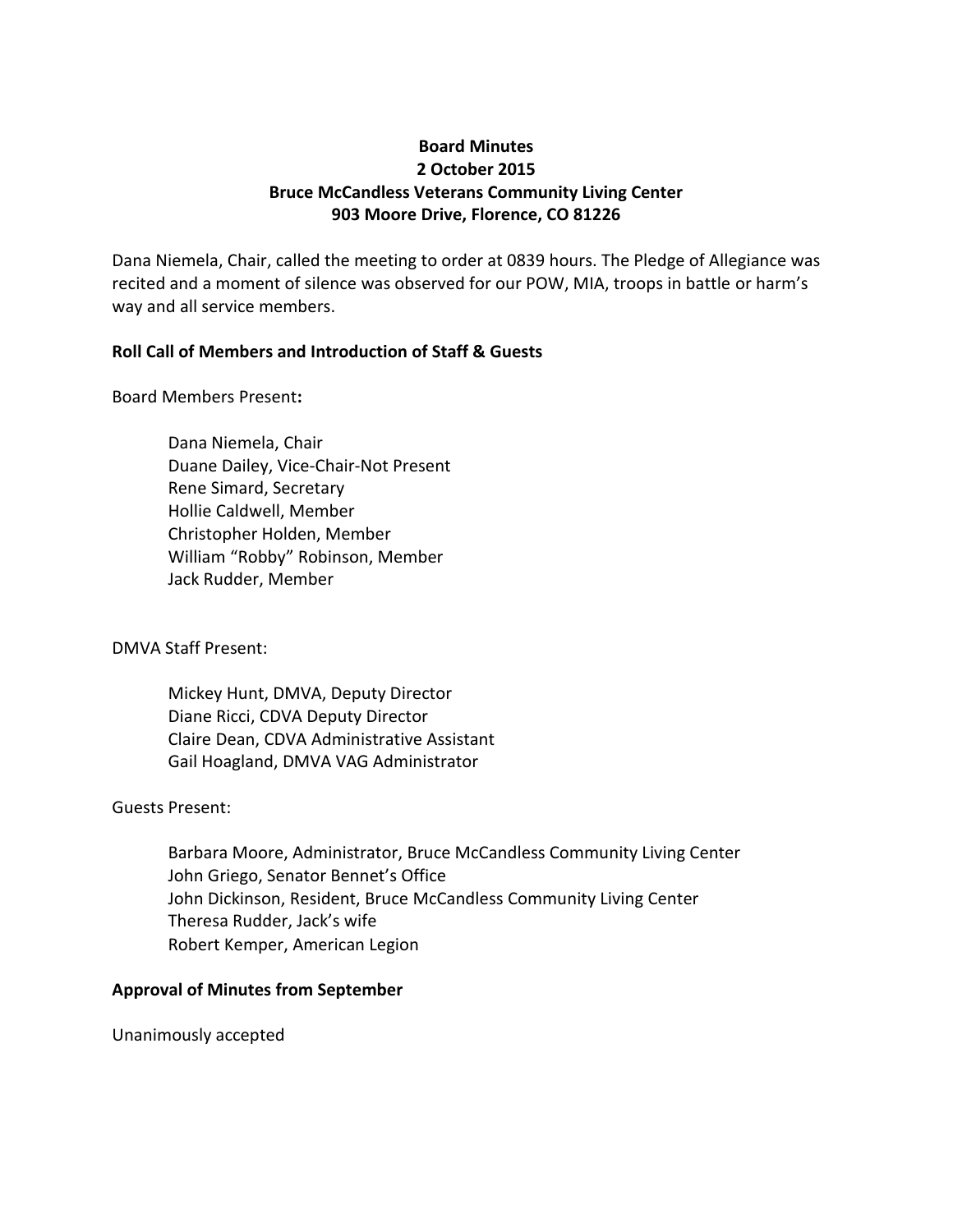**Board Minutes**
**2 October 2015**
**Bruce McCandless Veterans Community Living Center**
**903 Moore Drive, Florence, CO 81226**

Dana Niemela, Chair, called the meeting to order at 0839 hours. The Pledge of Allegiance was recited and a moment of silence was observed for our POW, MIA, troops in battle or harm's way and all service members.

**Roll Call of Members and Introduction of Staff & Guests**

Board Members Present**:**

Dana Niemela, Chair
Duane Dailey, Vice-Chair-Not Present
Rene Simard, Secretary
Hollie Caldwell, Member
Christopher Holden, Member
William "Robby" Robinson, Member
Jack Rudder, Member

DMVA Staff Present:

Mickey Hunt, DMVA, Deputy Director
Diane Ricci, CDVA Deputy Director
Claire Dean, CDVA Administrative Assistant
Gail Hoagland, DMVA VAG Administrator

Guests Present:

Barbara Moore, Administrator, Bruce McCandless Community Living Center
John Griego, Senator Bennet's Office
John Dickinson, Resident, Bruce McCandless Community Living Center
Theresa Rudder, Jack's wife
Robert Kemper, American Legion

**Approval of Minutes from September**

Unanimously accepted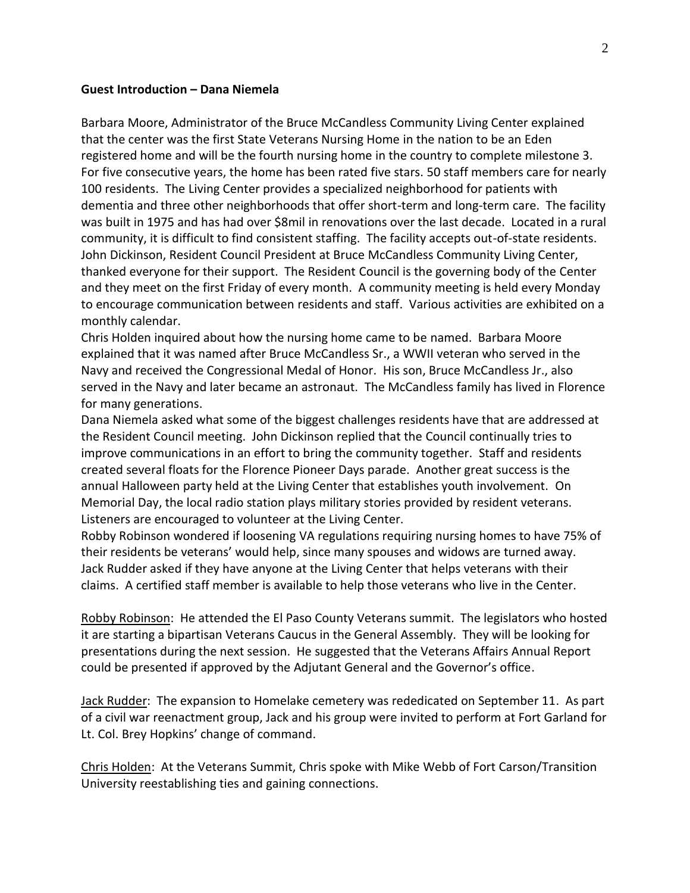**Guest Introduction – Dana Niemela**

Barbara Moore, Administrator of the Bruce McCandless Community Living Center explained that the center was the first State Veterans Nursing Home in the nation to be an Eden registered home and will be the fourth nursing home in the country to complete milestone 3. For five consecutive years, the home has been rated five stars. 50 staff members care for nearly 100 residents. The Living Center provides a specialized neighborhood for patients with dementia and three other neighborhoods that offer short-term and long-term care. The facility was built in 1975 and has had over \$8mil in renovations over the last decade. Located in a rural community, it is difficult to find consistent staffing. The facility accepts out-of-state residents. John Dickinson, Resident Council President at Bruce McCandless Community Living Center, thanked everyone for their support. The Resident Council is the governing body of the Center and they meet on the first Friday of every month. A community meeting is held every Monday to encourage communication between residents and staff. Various activities are exhibited on a monthly calendar.

Chris Holden inquired about how the nursing home came to be named. Barbara Moore explained that it was named after Bruce McCandless Sr., a WWII veteran who served in the Navy and received the Congressional Medal of Honor. His son, Bruce McCandless Jr., also served in the Navy and later became an astronaut. The McCandless family has lived in Florence for many generations.

Dana Niemela asked what some of the biggest challenges residents have that are addressed at the Resident Council meeting. John Dickinson replied that the Council continually tries to improve communications in an effort to bring the community together. Staff and residents created several floats for the Florence Pioneer Days parade. Another great success is the annual Halloween party held at the Living Center that establishes youth involvement. On Memorial Day, the local radio station plays military stories provided by resident veterans. Listeners are encouraged to volunteer at the Living Center.

Robby Robinson wondered if loosening VA regulations requiring nursing homes to have 75% of their residents be veterans' would help, since many spouses and widows are turned away.

Jack Rudder asked if they have anyone at the Living Center that helps veterans with their claims. A certified staff member is available to help those veterans who live in the Center.

<u>Robby Robinson</u>: He attended the El Paso County Veterans summit. The legislators who hosted it are starting a bipartisan Veterans Caucus in the General Assembly. They will be looking for presentations during the next session. He suggested that the Veterans Affairs Annual Report could be presented if approved by the Adjutant General and the Governor's office.

<u>Jack Rudder</u>: The expansion to Homelake cemetery was rededicated on September 11. As part of a civil war reenactment group, Jack and his group were invited to perform at Fort Garland for Lt. Col. Brey Hopkins' change of command.

<u>Chris Holden</u>: At the Veterans Summit, Chris spoke with Mike Webb of Fort Carson/Transition University reestablishing ties and gaining connections.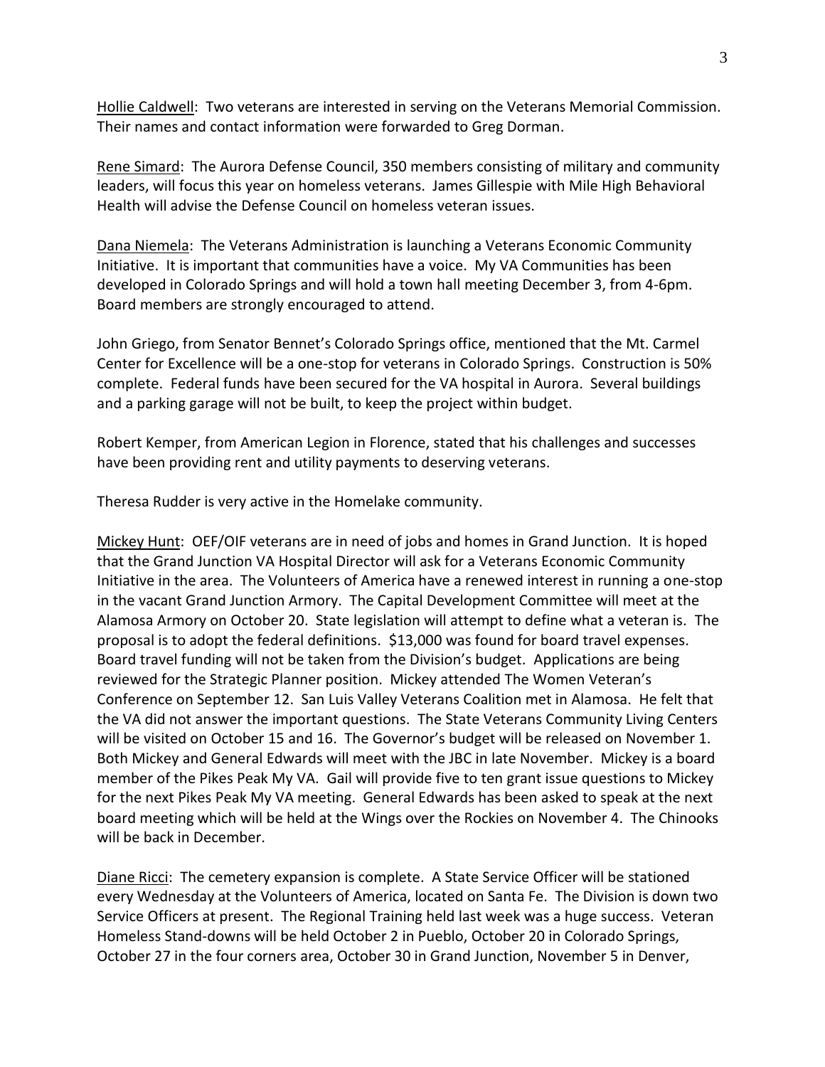Hollie Caldwell: Two veterans are interested in serving on the Veterans Memorial Commission. Their names and contact information were forwarded to Greg Dorman.

Rene Simard: The Aurora Defense Council, 350 members consisting of military and community leaders, will focus this year on homeless veterans. James Gillespie with Mile High Behavioral Health will advise the Defense Council on homeless veteran issues.

Dana Niemela: The Veterans Administration is launching a Veterans Economic Community Initiative. It is important that communities have a voice. My VA Communities has been developed in Colorado Springs and will hold a town hall meeting December 3, from 4-6pm. Board members are strongly encouraged to attend.

John Griego, from Senator Bennet's Colorado Springs office, mentioned that the Mt. Carmel Center for Excellence will be a one-stop for veterans in Colorado Springs. Construction is 50% complete. Federal funds have been secured for the VA hospital in Aurora. Several buildings and a parking garage will not be built, to keep the project within budget.

Robert Kemper, from American Legion in Florence, stated that his challenges and successes have been providing rent and utility payments to deserving veterans.

Theresa Rudder is very active in the Homelake community.

Mickey Hunt: OEF/OIF veterans are in need of jobs and homes in Grand Junction. It is hoped that the Grand Junction VA Hospital Director will ask for a Veterans Economic Community Initiative in the area. The Volunteers of America have a renewed interest in running a one-stop in the vacant Grand Junction Armory. The Capital Development Committee will meet at the Alamosa Armory on October 20. State legislation will attempt to define what a veteran is. The proposal is to adopt the federal definitions. $13,000 was found for board travel expenses. Board travel funding will not be taken from the Division's budget. Applications are being reviewed for the Strategic Planner position. Mickey attended The Women Veteran's Conference on September 12. San Luis Valley Veterans Coalition met in Alamosa. He felt that the VA did not answer the important questions. The State Veterans Community Living Centers will be visited on October 15 and 16. The Governor's budget will be released on November 1. Both Mickey and General Edwards will meet with the JBC in late November. Mickey is a board member of the Pikes Peak My VA. Gail will provide five to ten grant issue questions to Mickey for the next Pikes Peak My VA meeting. General Edwards has been asked to speak at the next board meeting which will be held at the Wings over the Rockies on November 4. The Chinooks will be back in December.

Diane Ricci: The cemetery expansion is complete. A State Service Officer will be stationed every Wednesday at the Volunteers of America, located on Santa Fe. The Division is down two Service Officers at present. The Regional Training held last week was a huge success. Veteran Homeless Stand-downs will be held October 2 in Pueblo, October 20 in Colorado Springs, October 27 in the four corners area, October 30 in Grand Junction, November 5 in Denver,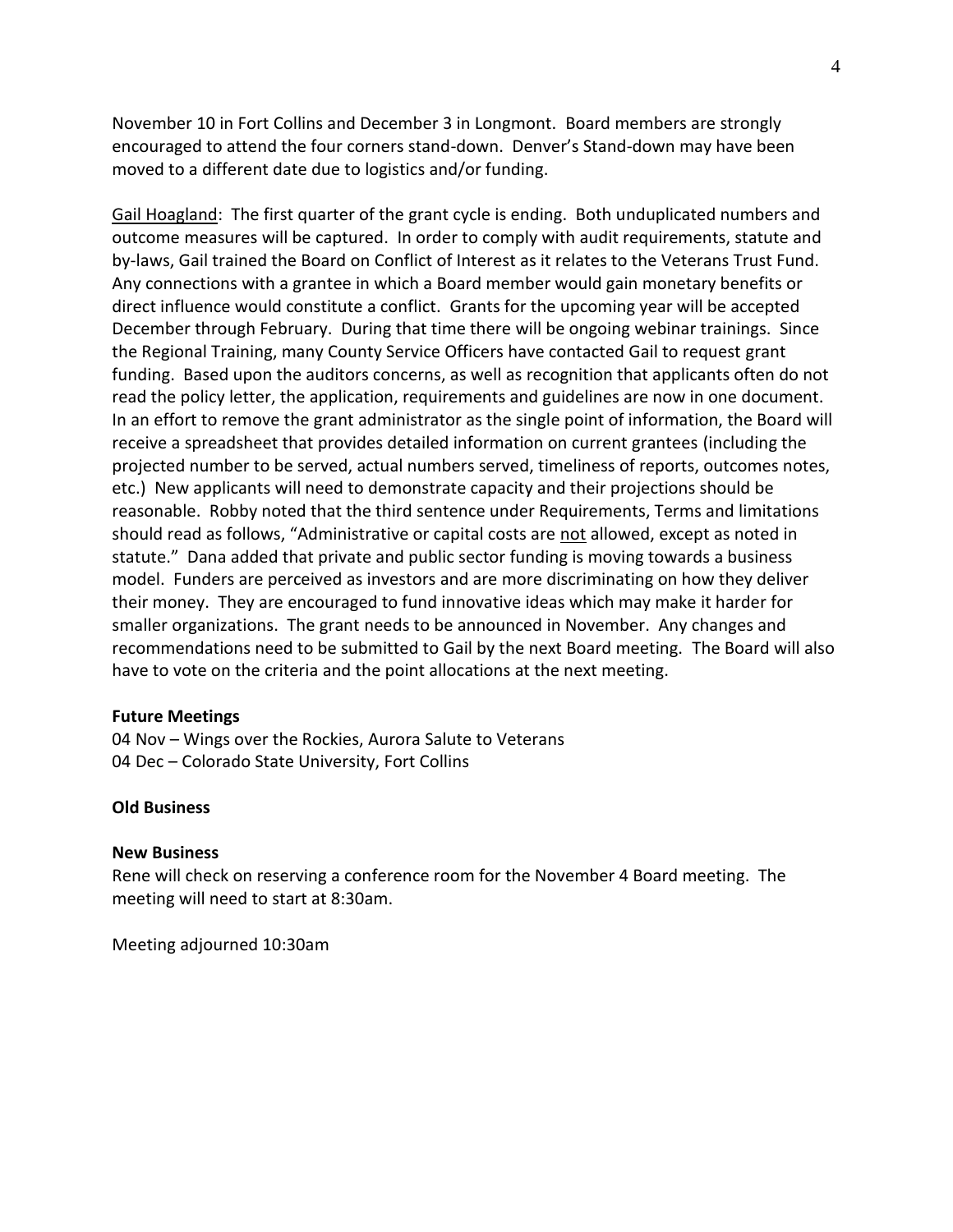November 10 in Fort Collins and December 3 in Longmont. Board members are strongly encouraged to attend the four corners stand-down. Denver's Stand-down may have been moved to a different date due to logistics and/or funding.

<u>Gail Hoagland</u>: The first quarter of the grant cycle is ending. Both unduplicated numbers and outcome measures will be captured. In order to comply with audit requirements, statute and by-laws, Gail trained the Board on Conflict of Interest as it relates to the Veterans Trust Fund. Any connections with a grantee in which a Board member would gain monetary benefits or direct influence would constitute a conflict. Grants for the upcoming year will be accepted December through February. During that time there will be ongoing webinar trainings. Since the Regional Training, many County Service Officers have contacted Gail to request grant funding. Based upon the auditors concerns, as well as recognition that applicants often do not read the policy letter, the application, requirements and guidelines are now in one document. In an effort to remove the grant administrator as the single point of information, the Board will receive a spreadsheet that provides detailed information on current grantees (including the projected number to be served, actual numbers served, timeliness of reports, outcomes notes, etc.) New applicants will need to demonstrate capacity and their projections should be reasonable. Robby noted that the third sentence under Requirements, Terms and limitations should read as follows, "Administrative or capital costs are <u>not</u> allowed, except as noted in statute." Dana added that private and public sector funding is moving towards a business model. Funders are perceived as investors and are more discriminating on how they deliver their money. They are encouraged to fund innovative ideas which may make it harder for smaller organizations. The grant needs to be announced in November. Any changes and recommendations need to be submitted to Gail by the next Board meeting. The Board will also have to vote on the criteria and the point allocations at the next meeting.

**Future Meetings**

04 Nov – Wings over the Rockies, Aurora Salute to Veterans
04 Dec – Colorado State University, Fort Collins

**Old Business**

**New Business**

Rene will check on reserving a conference room for the November 4 Board meeting. The meeting will need to start at 8:30am.

Meeting adjourned 10:30am